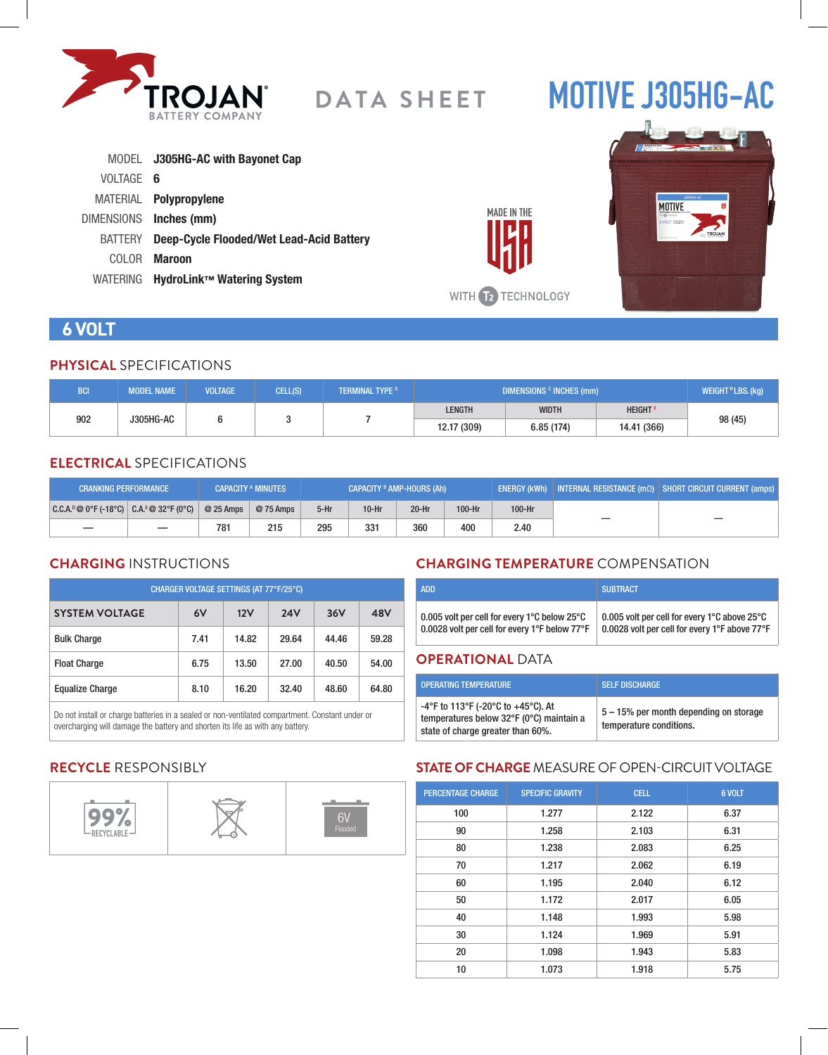TROJAN BATTERY COMPANY

DATA SHEET

# MOTIVE J305HG-AC

MODEL **J305HG-AC with Bayonet Cap**
VOLTAGE **6**
MATERIAL **Polypropylene**
DIMENSIONS **Inches (mm)**
BATTERY **Deep-Cycle Flooded/Wet Lead-Acid Battery**
COLOR **Maroon**
WATERING **HydroLink™ Watering System**

MADE IN THE USA

WITH T2 TECHNOLOGY

## 6 VOLT

### PHYSICAL SPECIFICATIONS

| BCI | MODEL NAME | VOLTAGE | CELL(S) | TERMINAL TYPE [G] | DIMENSIONS [C] INCHES (mm) | | | WEIGHT [H] LBS. (kg) |
|---|---|---|---|---|---|---|---|---|
| | | | | | LENGTH | WIDTH | HEIGHT [F] | |
| 902 | J305HG-AC | 6 | 3 | 7 | 12.17 (309) | 6.85 (174) | 14.41 (366) | 98 (45) |

### ELECTRICAL SPECIFICATIONS

| CRANKING PERFORMANCE | | CAPACITY [A] MINUTES | | CAPACITY [B] AMP-HOURS (Ah) | | | | ENERGY (kWh) | INTERNAL RESISTANCE (mΩ) | SHORT CIRCUIT CURRENT (amps) |
|---|---|---|---|---|---|---|---|---|---|---|
| C.C.A.[D] @ 0°F (-18°C) | C.A.[E] @ 32°F (0°C) | @ 25 Amps | @ 75 Amps | 5-Hr | 10-Hr | 20-Hr | 100-Hr | 100-Hr | | |
| — | — | 781 | 215 | 295 | 331 | 360 | 400 | 2.40 | — | — |

### CHARGING INSTRUCTIONS

| CHARGER VOLTAGE SETTINGS (AT 77°F/25°C) | | | | | |
|---|---|---|---|---|---|
| **SYSTEM VOLTAGE** | **6V** | **12V** | **24V** | **36V** | **48V** |
| Bulk Charge | 7.41 | 14.82 | 29.64 | 44.46 | 59.28 |
| Float Charge | 6.75 | 13.50 | 27.00 | 40.50 | 54.00 |
| Equalize Charge | 8.10 | 16.20 | 32.40 | 48.60 | 64.80 |

Do not install or charge batteries in a sealed or non-ventilated compartment. Constant under or overcharging will damage the battery and shorten its life as with any battery.

### CHARGING TEMPERATURE COMPENSATION

| ADD | SUBTRACT |
|---|---|
| 0.005 volt per cell for every 1°C below 25°C<br>0.0028 volt per cell for every 1°F below 77°F | 0.005 volt per cell for every 1°C above 25°C<br>0.0028 volt per cell for every 1°F above 77°F |

### OPERATIONAL DATA

| OPERATING TEMPERATURE | SELF DISCHARGE |
|---|---|
| -4°F to 113°F (-20°C to +45°C). At temperatures below 32°F (0°C) maintain a state of charge greater than 60%. | 5 – 15% per month depending on storage temperature conditions. |

### RECYCLE RESPONSIBLY

| 99% RECYCLABLE | | 6V Flooded |
|---|---|---|

### STATE OF CHARGE MEASURE OF OPEN-CIRCUIT VOLTAGE

| PERCENTAGE CHARGE | SPECIFIC GRAVITY | CELL | 6 VOLT |
|---|---|---|---|
| 100 | 1.277 | 2.122 | 6.37 |
| 90 | 1.258 | 2.103 | 6.31 |
| 80 | 1.238 | 2.083 | 6.25 |
| 70 | 1.217 | 2.062 | 6.19 |
| 60 | 1.195 | 2.040 | 6.12 |
| 50 | 1.172 | 2.017 | 6.05 |
| 40 | 1.148 | 1.993 | 5.98 |
| 30 | 1.124 | 1.969 | 5.91 |
| 20 | 1.098 | 1.943 | 5.83 |
| 10 | 1.073 | 1.918 | 5.75 |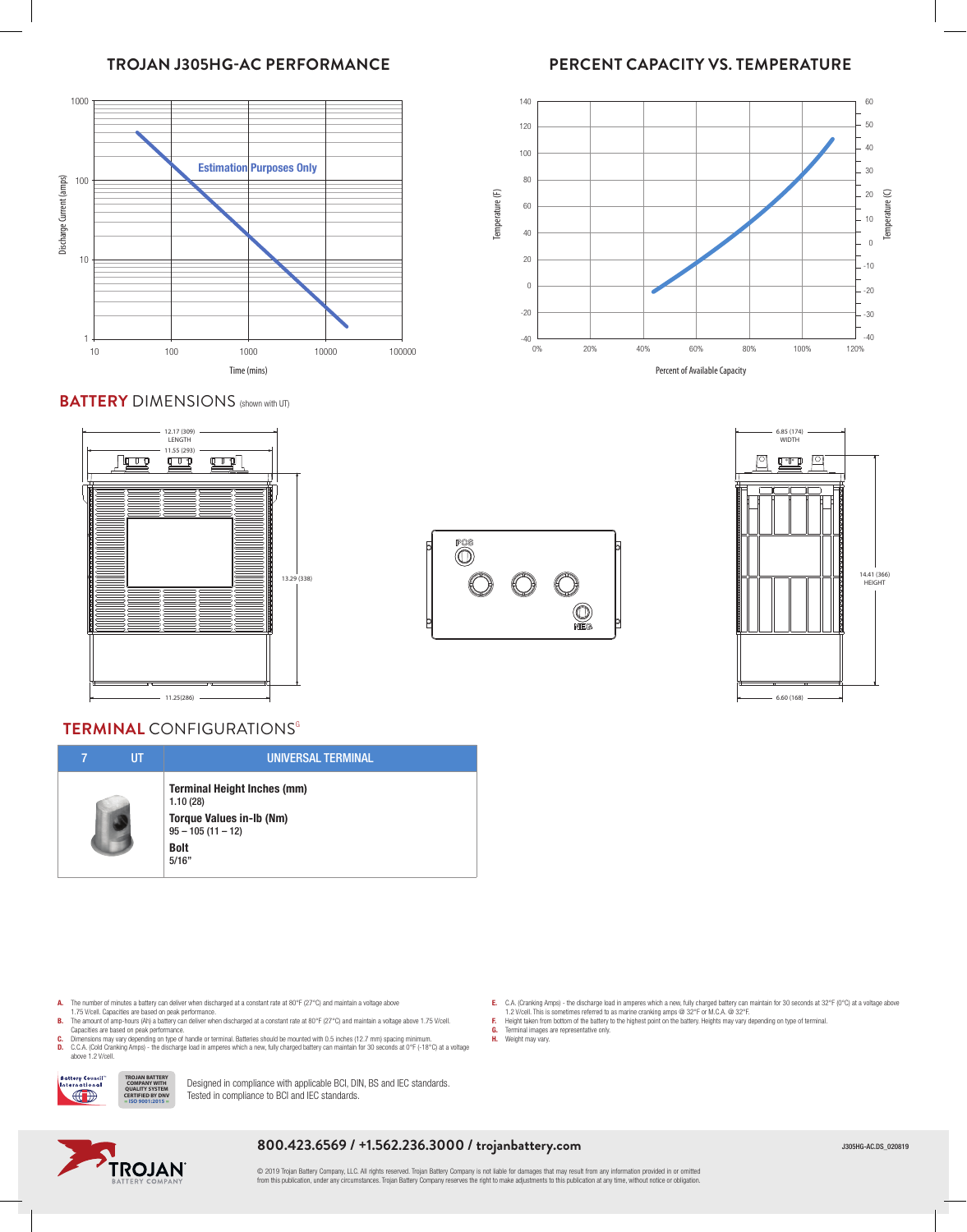## TROJAN J305HG-AC PERFORMANCE

1000
100
10
1
Discharge Current (amps)
10 100 1000 10000 100000
Time (mins)
Estimation Purposes Only

## PERCENT CAPACITY VS. TEMPERATURE

Temperature (F)
140 120 100 80 60 40 20 0 -20 -40
Temperature (C)
60 50 40 30 20 10 0 -10 -20 -30 -40
0% 20% 40% 60% 80% 100% 120%
Percent of Available Capacity

## BATTERY DIMENSIONS (shown with UT)

12.17 (309) LENGTH
11.55 (293)
13.29 (338)
11.25(286)
POS
NEG
6.85 (174) WIDTH
14.41 (366) HEIGHT
6.60 (168)

## TERMINAL CONFIGURATIONS[G]

| 7 | UT | UNIVERSAL TERMINAL |
|---|---|---|
| | | **Terminal Height Inches (mm)**<br>1.10 (28)<br>**Torque Values in-lb (Nm)**<br>95 – 105 (11 – 12)<br>**Bolt**<br>5/16" |

**A.** The number of minutes a battery can deliver when discharged at a constant rate at 80°F (27°C) and maintain a voltage above 1.75 V/cell. Capacities are based on peak performance.
**B.** The amount of amp-hours (Ah) a battery can deliver when discharged at a constant rate at 80°F (27°C) and maintain a voltage above 1.75 V/cell. Capacities are based on peak performance.
**C.** Dimensions may vary depending on type of handle or terminal. Batteries should be mounted with 0.5 inches (12.7 mm) spacing minimum.
**D.** C.C.A. (Cold Cranking Amps) - the discharge load in amperes which a new, fully charged battery can maintain for 30 seconds at 0°F (-18°C) at a voltage above 1.2 V/cell.
**E.** C.A. (Cranking Amps) - the discharge load in amperes which a new, fully charged battery can maintain for 30 seconds at 32°F (0°C) at a voltage above 1.2 V/cell. This is sometimes referred to as marine cranking amps @ 32°F or M.C.A. @ 32°F.
**F.** Height taken from bottom of the battery to the highest point on the battery. Heights may vary depending on type of terminal.
**G.** Terminal images are representative only.
**H.** Weight may vary.

Battery Council International

TROJAN BATTERY COMPANY WITH QUALITY SYSTEM CERTIFIED BY DNV = ISO 9001:2015 =

Designed in compliance with applicable BCI, DIN, BS and IEC standards.
Tested in compliance to BCI and IEC standards.

TROJAN BATTERY COMPANY

**800.423.6569 / +1.562.236.3000 / trojanbattery.com**

J305HG-AC.DS_020819

© 2019 Trojan Battery Company, LLC. All rights reserved. Trojan Battery Company is not liable for damages that may result from any information provided in or omitted from this publication, under any circumstances. Trojan Battery Company reserves the right to make adjustments to this publication at any time, without notice or obligation.